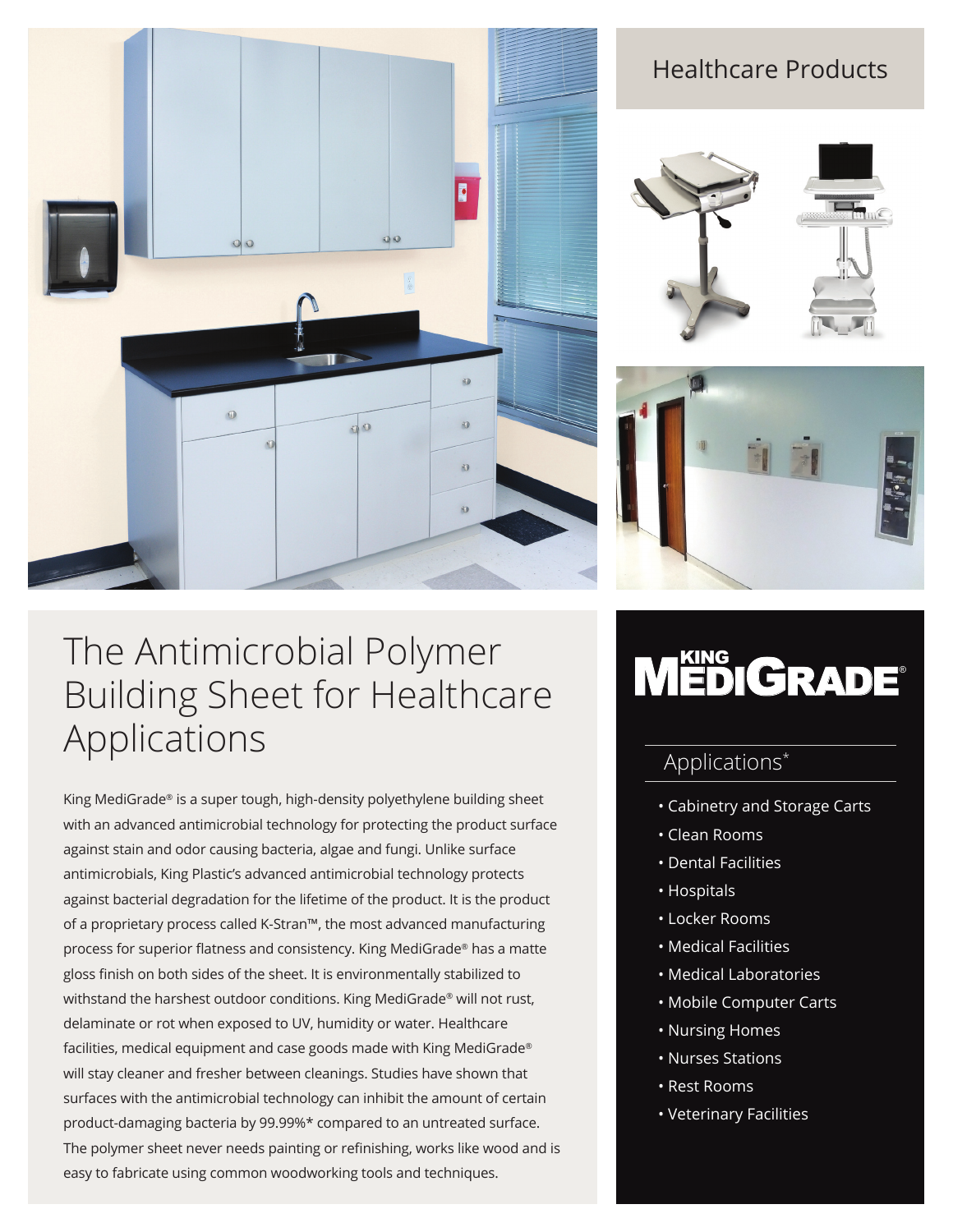## Healthcare Products

# The Antimicrobial Polymer Building Sheet for Healthcare Applications

King MediGrade® is a super tough, high-density polyethylene building sheet with an advanced antimicrobial technology for protecting the product surface against stain and odor causing bacteria, algae and fungi. Unlike surface antimicrobials, King Plastic's advanced antimicrobial technology protects against bacterial degradation for the lifetime of the product. It is the product of a proprietary process called K-Stran™, the most advanced manufacturing process for superior flatness and consistency. King MediGrade® has a matte gloss finish on both sides of the sheet. It is environmentally stabilized to withstand the harshest outdoor conditions. King MediGrade® will not rust, delaminate or rot when exposed to UV, humidity or water. Healthcare facilities, medical equipment and case goods made with King MediGrade® will stay cleaner and fresher between cleanings. Studies have shown that surfaces with the antimicrobial technology can inhibit the amount of certain product-damaging bacteria by 99.99%* compared to an untreated surface. The polymer sheet never needs painting or refinishing, works like wood and is easy to fabricate using common woodworking tools and techniques.

**KING MEDIGRADE®**

## Applications*

- Cabinetry and Storage Carts
- Clean Rooms
- Dental Facilities
- Hospitals
- Locker Rooms
- Medical Facilities
- Medical Laboratories
- Mobile Computer Carts
- Nursing Homes
- Nurses Stations
- Rest Rooms
- Veterinary Facilities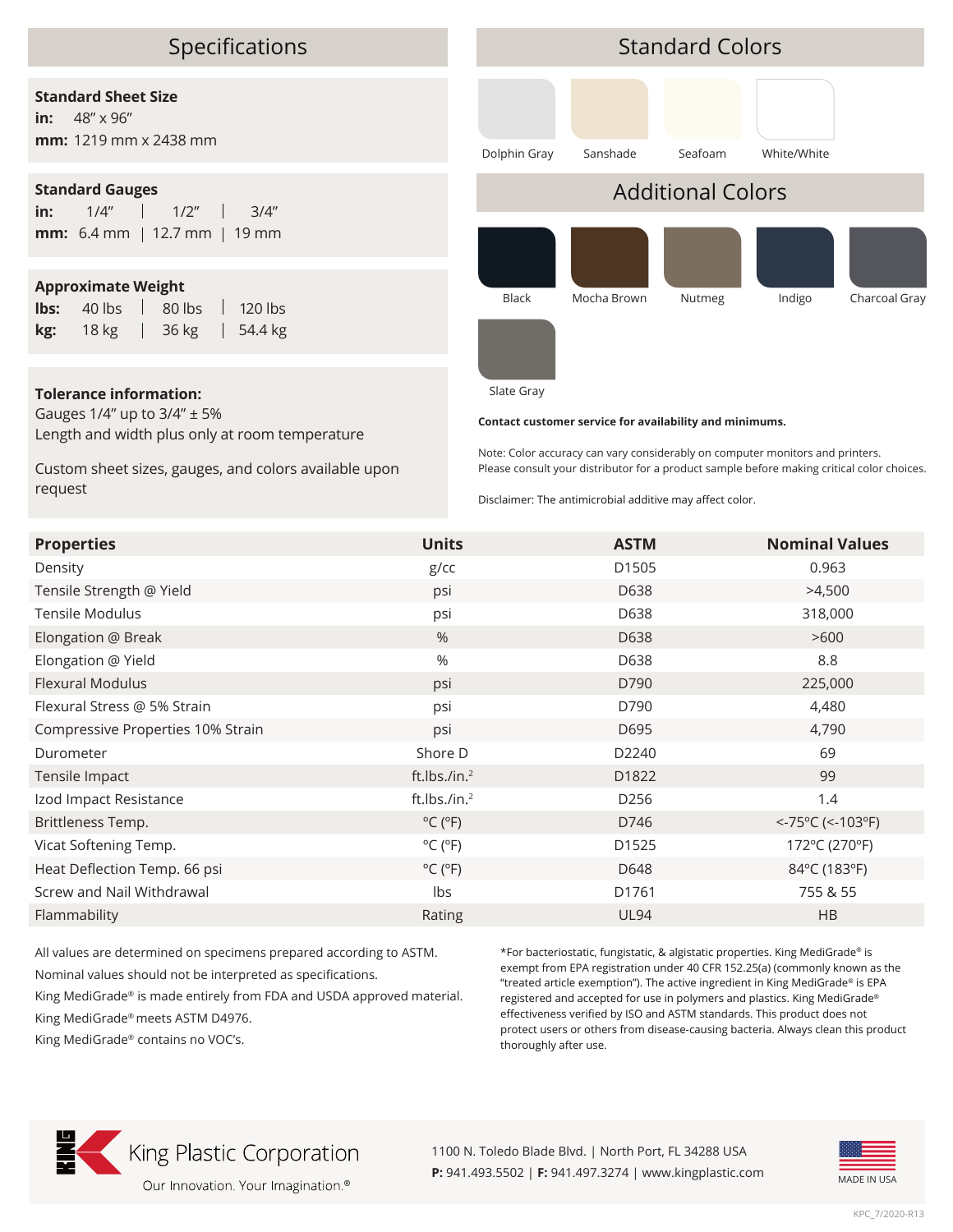## Specifications

**Standard Sheet Size**
**in:** 48″ x 96″
**mm:** 1219 mm x 2438 mm

**Standard Gauges**

| | | | |
|---|---|---|---|
| **in:** | 1/4″ | 1/2″ | 3/4″ |
| **mm:** | 6.4 mm | 12.7 mm | 19 mm |

**Approximate Weight**

| | | | |
|---|---|---|---|
| **lbs:** | 40 lbs | 80 lbs | 120 lbs |
| **kg:** | 18 kg | 36 kg | 54.4 kg |

**Tolerance information:**
Gauges 1/4″ up to 3/4″ ± 5%
Length and width plus only at room temperature

Custom sheet sizes, gauges, and colors available upon request

## Standard Colors

Dolphin Gray, Sanshade, Seafoam, White/White

## Additional Colors

Black, Mocha Brown, Nutmeg, Indigo, Charcoal Gray, Slate Gray

**Contact customer service for availability and minimums.**

Note: Color accuracy can vary considerably on computer monitors and printers.
Please consult your distributor for a product sample before making critical color choices.

Disclaimer: The antimicrobial additive may affect color.

| Properties | Units | ASTM | Nominal Values |
|---|---|---|---|
| Density | g/cc | D1505 | 0.963 |
| Tensile Strength @ Yield | psi | D638 | >4,500 |
| Tensile Modulus | psi | D638 | 318,000 |
| Elongation @ Break | % | D638 | >600 |
| Elongation @ Yield | % | D638 | 8.8 |
| Flexural Modulus | psi | D790 | 225,000 |
| Flexural Stress @ 5% Strain | psi | D790 | 4,480 |
| Compressive Properties 10% Strain | psi | D695 | 4,790 |
| Durometer | Shore D | D2240 | 69 |
| Tensile Impact | ft.lbs./in.$^2$ | D1822 | 99 |
| Izod Impact Resistance | ft.lbs./in.$^2$ | D256 | 1.4 |
| Brittleness Temp. | °C (°F) | D746 | <-75°C (<-103°F) |
| Vicat Softening Temp. | °C (°F) | D1525 | 172°C (270°F) |
| Heat Deflection Temp. 66 psi | °C (°F) | D648 | 84°C (183°F) |
| Screw and Nail Withdrawal | lbs | D1761 | 755 & 55 |
| Flammability | Rating | UL94 | HB |

All values are determined on specimens prepared according to ASTM.
Nominal values should not be interpreted as specifications.
King MediGrade® is made entirely from FDA and USDA approved material.
King MediGrade® meets ASTM D4976.
King MediGrade® contains no VOC's.

*For bacteriostatic, fungistatic, & algistatic properties. King MediGrade® is exempt from EPA registration under 40 CFR 152.25(a) (commonly known as the "treated article exemption"). The active ingredient in King MediGrade® is EPA registered and accepted for use in polymers and plastics. King MediGrade® effectiveness verified by ISO and ASTM standards. This product does not protect users or others from disease-causing bacteria. Always clean this product thoroughly after use.

King Plastic Corporation
Our Innovation. Your Imagination.®

1100 N. Toledo Blade Blvd. | North Port, FL 34288 USA
**P:** 941.493.5502 | **F:** 941.497.3274 | www.kingplastic.com

MADE IN USA

KPC_7/2020-R13